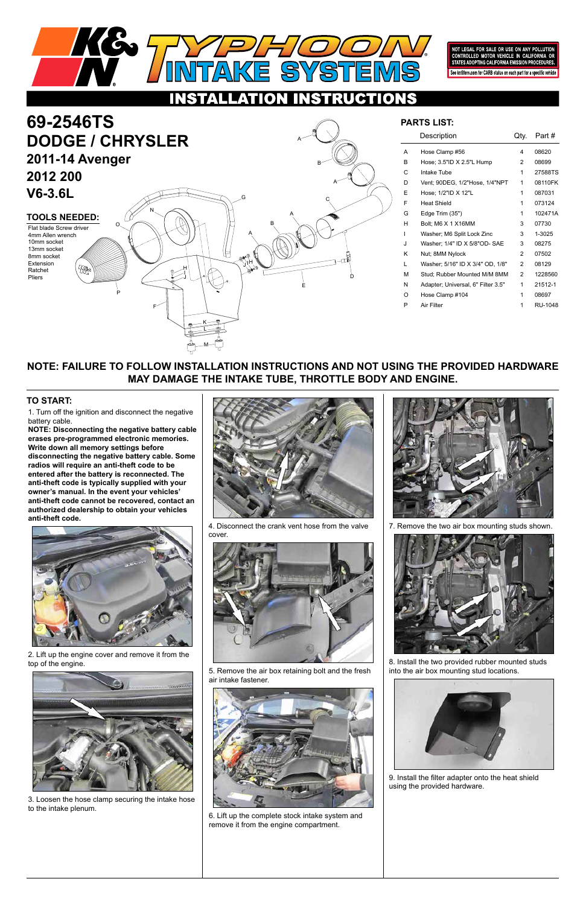# K&N TYPHOON INTAKE SYSTEMS

NOT LEGAL FOR SALE OR USE ON ANY POLLUTION CONTROLLED MOTOR VEHICLE IN CALIFORNIA OR STATES ADOPTING CALIFORNIA EMISSION PROCEDURES.

See knfilters.com for CARB status on each part for a specific vehicle

## INSTALLATION INSTRUCTIONS

# 69-2546TS
# DODGE / CHRYSLER
## 2011-14 Avenger
## 2012 200
## V6-3.6L

### TOOLS NEEDED:

Flat blade Screw driver
4mm Allen wrench
10mm socket
13mm socket
8mm socket
Extension
Ratchet
Pliers

### PARTS LIST:

| | Description | Qty. | Part # |
|---|---|---|---|
| A | Hose Clamp #56 | 4 | 08620 |
| B | Hose; 3.5"ID X 2.5"L Hump | 2 | 08699 |
| C | Intake Tube | 1 | 27588TS |
| D | Vent; 90DEG, 1/2"Hose, 1/4"NPT | 1 | 08110FK |
| E | Hose; 1/2"ID X 12"L | 1 | 087031 |
| F | Heat Shield | 1 | 073124 |
| G | Edge Trim (35") | 1 | 102471A |
| H | Bolt; M6 X 1 X16MM | 3 | 07730 |
| I | Washer; M6 Split Lock Zinc | 3 | 1-3025 |
| J | Washer; 1/4" ID X 5/8"OD- SAE | 3 | 08275 |
| K | Nut; 8MM Nylock | 2 | 07502 |
| L | Washer; 5/16" ID X 3/4" OD, 1/8" | 2 | 08129 |
| M | Stud; Rubber Mounted M/M 8MM | 2 | 1228560 |
| N | Adapter; Universal, 6" Filter 3.5" | 1 | 21512-1 |
| O | Hose Clamp #104 | 1 | 08697 |
| P | Air Filter | 1 | RU-1048 |

**NOTE: FAILURE TO FOLLOW INSTALLATION INSTRUCTIONS AND NOT USING THE PROVIDED HARDWARE MAY DAMAGE THE INTAKE TUBE, THROTTLE BODY AND ENGINE.**

### TO START:

1. Turn off the ignition and disconnect the negative battery cable.

**NOTE: Disconnecting the negative battery cable erases pre-programmed electronic memories. Write down all memory settings before disconnecting the negative battery cable. Some radios will require an anti-theft code to be entered after the battery is reconnected. The anti-theft code is typically supplied with your owner's manual. In the event your vehicles' anti-theft code cannot be recovered, contact an authorized dealership to obtain your vehicles anti-theft code.**

2. Lift up the engine cover and remove it from the top of the engine.

3. Loosen the hose clamp securing the intake hose to the intake plenum.

4. Disconnect the crank vent hose from the valve cover.

5. Remove the air box retaining bolt and the fresh air intake fastener.

6. Lift up the complete stock intake system and remove it from the engine compartment.

7. Remove the two air box mounting studs shown.

8. Install the two provided rubber mounted studs into the air box mounting stud locations.

9. Install the filter adapter onto the heat shield using the provided hardware.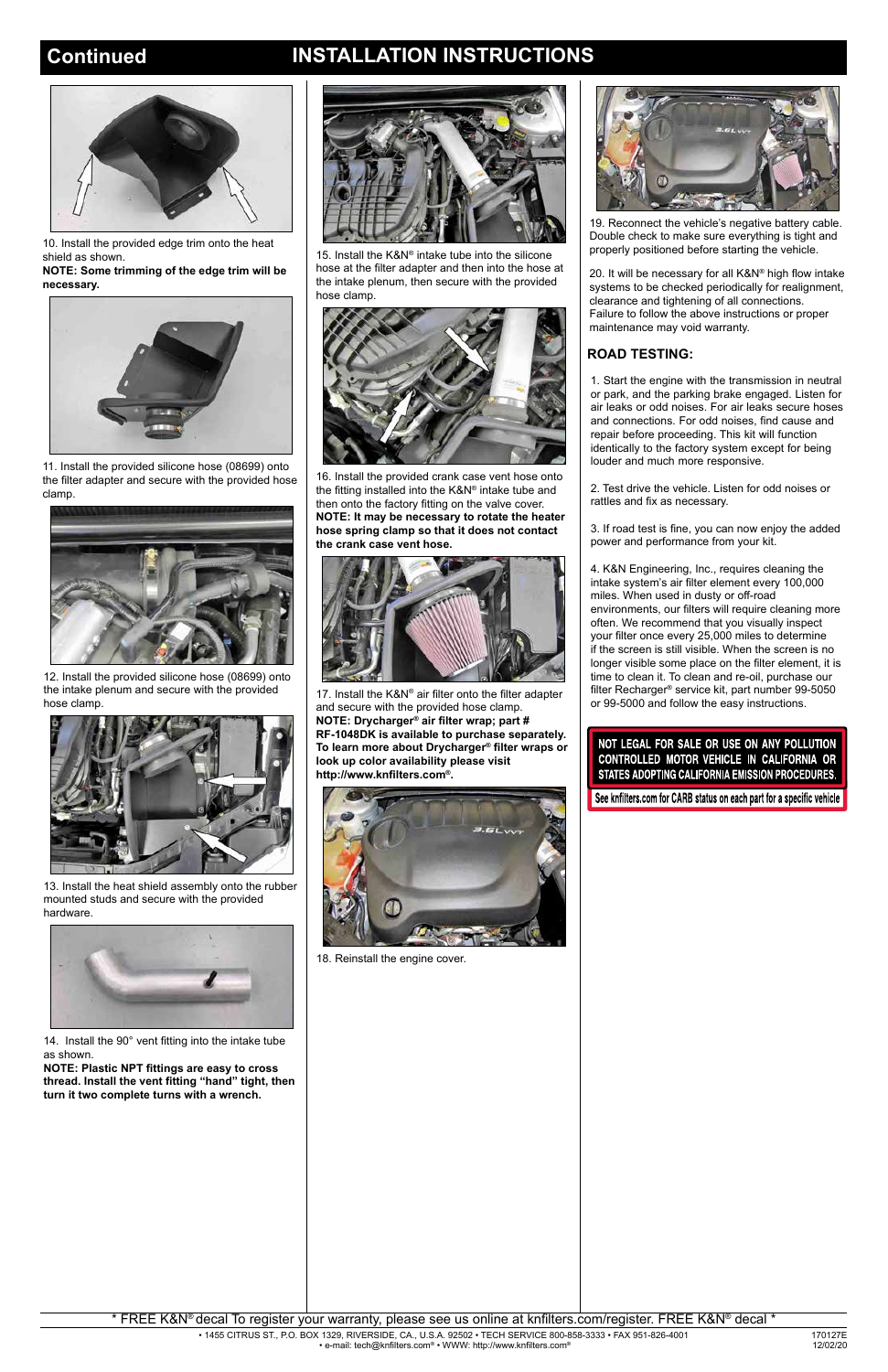## Continued

# INSTALLATION INSTRUCTIONS

10. Install the provided edge trim onto the heat shield as shown.
**NOTE: Some trimming of the edge trim will be necessary.**

11. Install the provided silicone hose (08699) onto the filter adapter and secure with the provided hose clamp.

12. Install the provided silicone hose (08699) onto the intake plenum and secure with the provided hose clamp.

13. Install the heat shield assembly onto the rubber mounted studs and secure with the provided hardware.

14. Install the 90° vent fitting into the intake tube as shown.
**NOTE: Plastic NPT fittings are easy to cross thread. Install the vent fitting "hand" tight, then turn it two complete turns with a wrench.**

15. Install the K&N® intake tube into the silicone hose at the filter adapter and then into the hose at the intake plenum, then secure with the provided hose clamp.

16. Install the provided crank case vent hose onto the fitting installed into the K&N® intake tube and then onto the factory fitting on the valve cover.
**NOTE: It may be necessary to rotate the heater hose spring clamp so that it does not contact the crank case vent hose.**

17. Install the K&N® air filter onto the filter adapter and secure with the provided hose clamp.
**NOTE: Drycharger® air filter wrap; part # RF-1048DK is available to purchase separately. To learn more about Drycharger® filter wraps or look up color availability please visit http://www.knfilters.com®.**

18. Reinstall the engine cover.

19. Reconnect the vehicle's negative battery cable. Double check to make sure everything is tight and properly positioned before starting the vehicle.

20. It will be necessary for all K&N® high flow intake systems to be checked periodically for realignment, clearance and tightening of all connections. Failure to follow the above instructions or proper maintenance may void warranty.

### ROAD TESTING:

1. Start the engine with the transmission in neutral or park, and the parking brake engaged. Listen for air leaks or odd noises. For air leaks secure hoses and connections. For odd noises, find cause and repair before proceeding. This kit will function identically to the factory system except for being louder and much more responsive.

2. Test drive the vehicle. Listen for odd noises or rattles and fix as necessary.

3. If road test is fine, you can now enjoy the added power and performance from your kit.

4. K&N Engineering, Inc., requires cleaning the intake system's air filter element every 100,000 miles. When used in dusty or off-road environments, our filters will require cleaning more often. We recommend that you visually inspect your filter once every 25,000 miles to determine if the screen is still visible. When the screen is no longer visible some place on the filter element, it is time to clean it. To clean and re-oil, purchase our filter Recharger® service kit, part number 99-5050 or 99-5000 and follow the easy instructions.

**NOT LEGAL FOR SALE OR USE ON ANY POLLUTION CONTROLLED MOTOR VEHICLE IN CALIFORNIA OR STATES ADOPTING CALIFORNIA EMISSION PROCEDURES.**

**See knfilters.com for CARB status on each part for a specific vehicle**

\* FREE K&N® decal To register your warranty, please see us online at knfilters.com/register. FREE K&N® decal \*

• 1455 CITRUS ST., P.O. BOX 1329, RIVERSIDE, CA., U.S.A. 92502 • TECH SERVICE 800-858-3333 • FAX 951-826-4001
• e-mail: tech@knfilters.com® • WWW: http://www.knfilters.com®

170127E
12/02/20